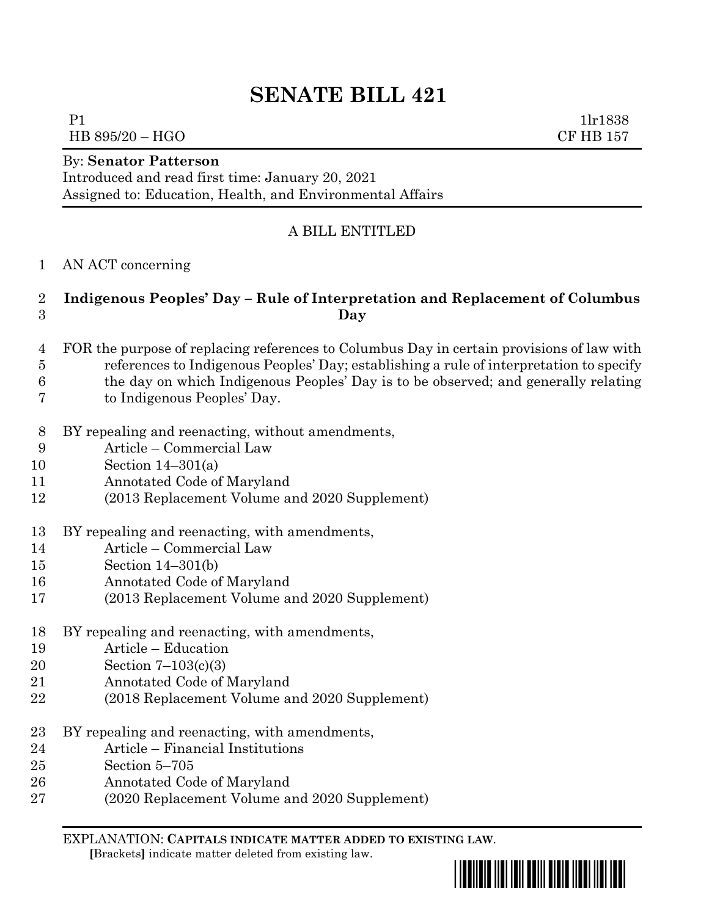# SENATE BILL 421

P1 1lr1838
HB 895/20 – HGO CF HB 157

By: **Senator Patterson**
Introduced and read first time: January 20, 2021
Assigned to: Education, Health, and Environmental Affairs

A BILL ENTITLED

1 AN ACT concerning

2 **Indigenous Peoples' Day – Rule of Interpretation and Replacement of Columbus**
3 **Day**

4 FOR the purpose of replacing references to Columbus Day in certain provisions of law with
5 references to Indigenous Peoples' Day; establishing a rule of interpretation to specify
6 the day on which Indigenous Peoples' Day is to be observed; and generally relating
7 to Indigenous Peoples' Day.

8 BY repealing and reenacting, without amendments,
9 Article – Commercial Law
10 Section 14–301(a)
11 Annotated Code of Maryland
12 (2013 Replacement Volume and 2020 Supplement)

13 BY repealing and reenacting, with amendments,
14 Article – Commercial Law
15 Section 14–301(b)
16 Annotated Code of Maryland
17 (2013 Replacement Volume and 2020 Supplement)

18 BY repealing and reenacting, with amendments,
19 Article – Education
20 Section 7–103(c)(3)
21 Annotated Code of Maryland
22 (2018 Replacement Volume and 2020 Supplement)

23 BY repealing and reenacting, with amendments,
24 Article – Financial Institutions
25 Section 5–705
26 Annotated Code of Maryland
27 (2020 Replacement Volume and 2020 Supplement)

EXPLANATION: **CAPITALS INDICATE MATTER ADDED TO EXISTING LAW**.
**[**Brackets**]** indicate matter deleted from existing law.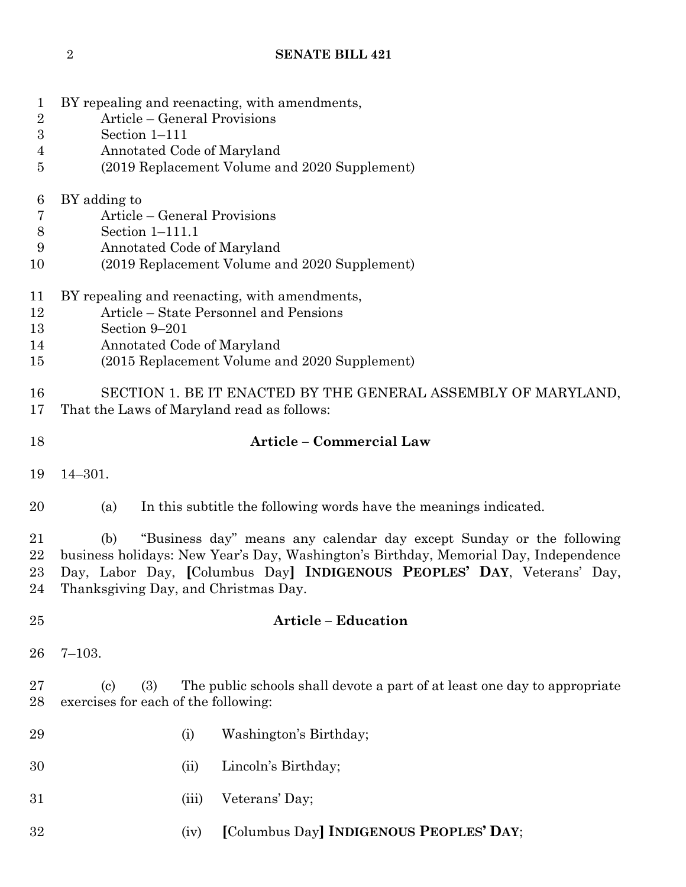BY repealing and reenacting, with amendments,
Article – General Provisions
Section 1–111
Annotated Code of Maryland
(2019 Replacement Volume and 2020 Supplement)

BY adding to
Article – General Provisions
Section 1–111.1
Annotated Code of Maryland
(2019 Replacement Volume and 2020 Supplement)

BY repealing and reenacting, with amendments,
Article – State Personnel and Pensions
Section 9–201
Annotated Code of Maryland
(2015 Replacement Volume and 2020 Supplement)

SECTION 1. BE IT ENACTED BY THE GENERAL ASSEMBLY OF MARYLAND, That the Laws of Maryland read as follows:

**Article – Commercial Law**

14–301.

(a) In this subtitle the following words have the meanings indicated.

(b) "Business day" means any calendar day except Sunday or the following business holidays: New Year's Day, Washington's Birthday, Memorial Day, Independence Day, Labor Day, **[**Columbus Day**]** **INDIGENOUS PEOPLES' DAY**, Veterans' Day, Thanksgiving Day, and Christmas Day.

**Article – Education**

7–103.

(c) (3) The public schools shall devote a part of at least one day to appropriate exercises for each of the following:

(i) Washington's Birthday;

(ii) Lincoln's Birthday;

(iii) Veterans' Day;

(iv) **[**Columbus Day**]** **INDIGENOUS PEOPLES' DAY**;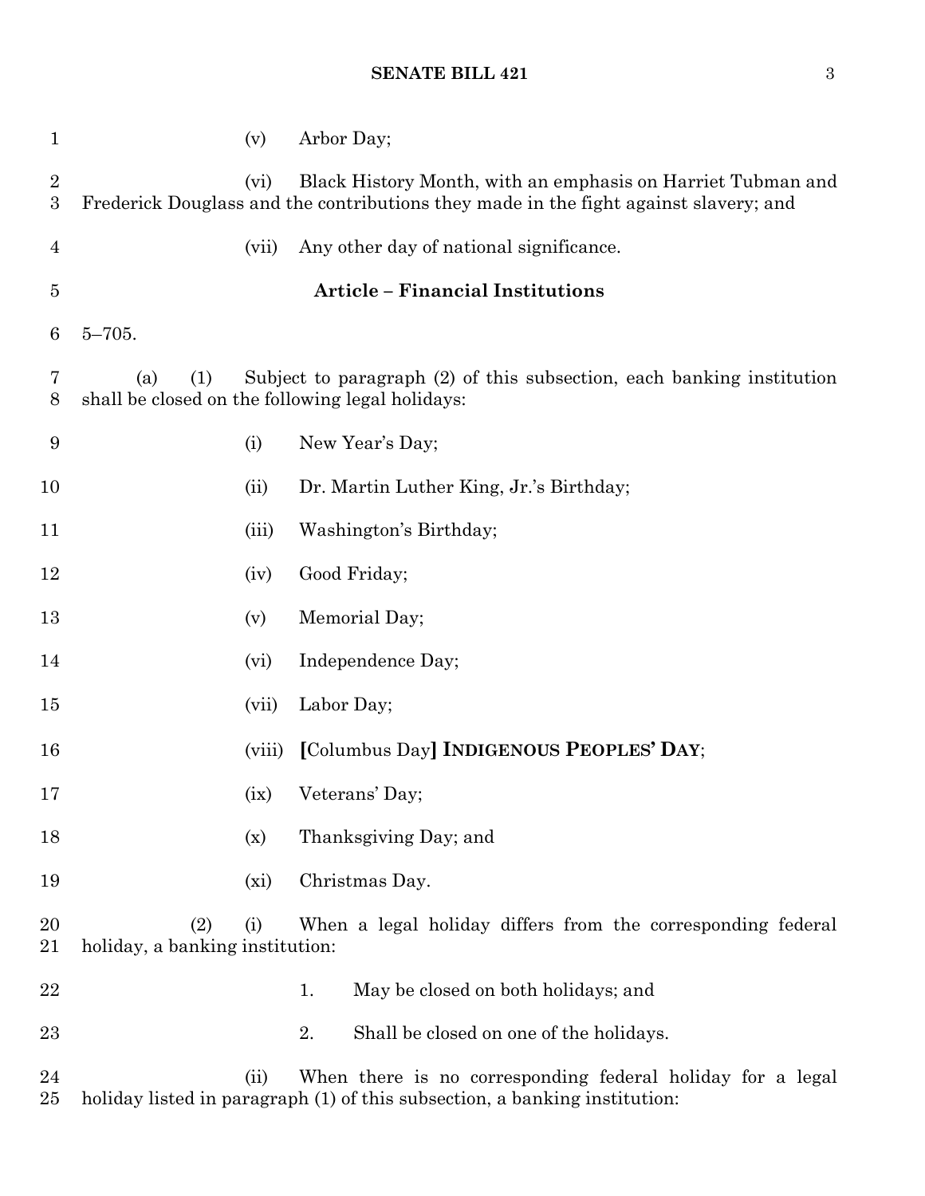(v) Arbor Day;

(vi) Black History Month, with an emphasis on Harriet Tubman and Frederick Douglass and the contributions they made in the fight against slavery; and

(vii) Any other day of national significance.

### Article – Financial Institutions

5–705.

(a) (1) Subject to paragraph (2) of this subsection, each banking institution shall be closed on the following legal holidays:

(i) New Year's Day;

(ii) Dr. Martin Luther King, Jr.'s Birthday;

(iii) Washington's Birthday;

(iv) Good Friday;

(v) Memorial Day;

(vi) Independence Day;

(vii) Labor Day;

(viii) **[**Columbus Day**]** **INDIGENOUS PEOPLES' DAY**;

(ix) Veterans' Day;

(x) Thanksgiving Day; and

(xi) Christmas Day.

(2) (i) When a legal holiday differs from the corresponding federal holiday, a banking institution:

1. May be closed on both holidays; and

2. Shall be closed on one of the holidays.

(ii) When there is no corresponding federal holiday for a legal holiday listed in paragraph (1) of this subsection, a banking institution: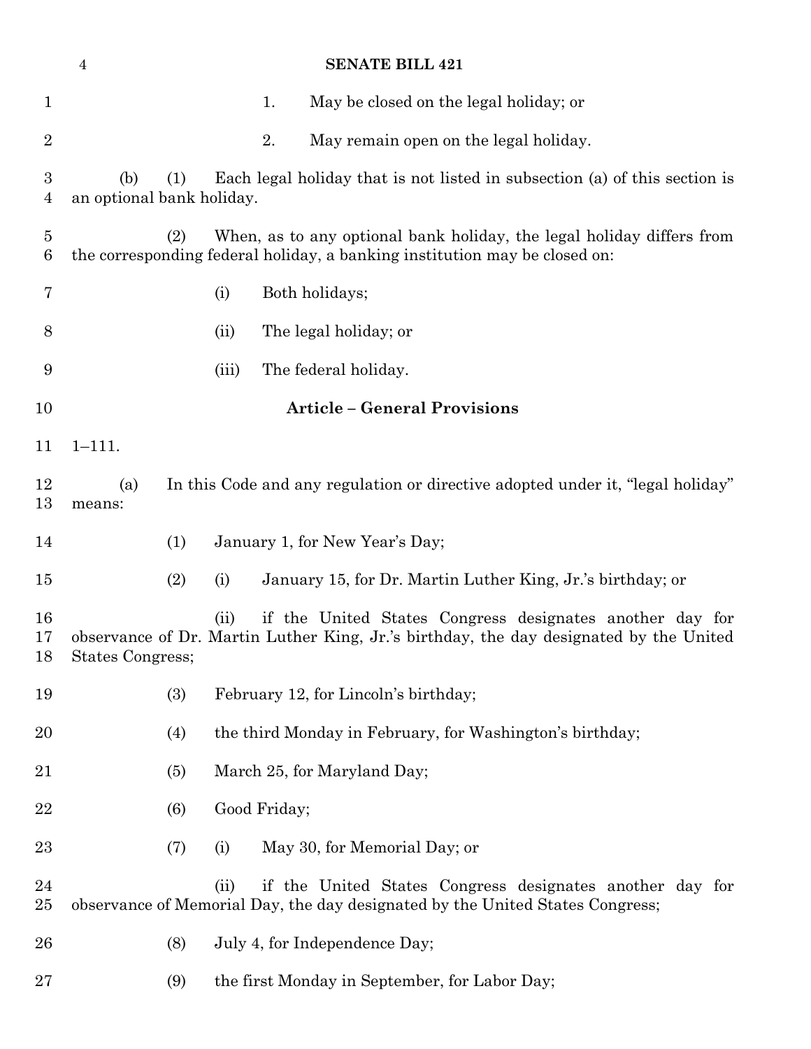1. May be closed on the legal holiday; or

2. May remain open on the legal holiday.

(b) (1) Each legal holiday that is not listed in subsection (a) of this section is an optional bank holiday.

(2) When, as to any optional bank holiday, the legal holiday differs from the corresponding federal holiday, a banking institution may be closed on:

(i) Both holidays;

(ii) The legal holiday; or

(iii) The federal holiday.

## Article – General Provisions

1–111.

(a) In this Code and any regulation or directive adopted under it, "legal holiday" means:

(1) January 1, for New Year's Day;

(2) (i) January 15, for Dr. Martin Luther King, Jr.'s birthday; or

(ii) if the United States Congress designates another day for observance of Dr. Martin Luther King, Jr.'s birthday, the day designated by the United States Congress;

(3) February 12, for Lincoln's birthday;

(4) the third Monday in February, for Washington's birthday;

(5) March 25, for Maryland Day;

(6) Good Friday;

(7) (i) May 30, for Memorial Day; or

(ii) if the United States Congress designates another day for observance of Memorial Day, the day designated by the United States Congress;

(8) July 4, for Independence Day;

(9) the first Monday in September, for Labor Day;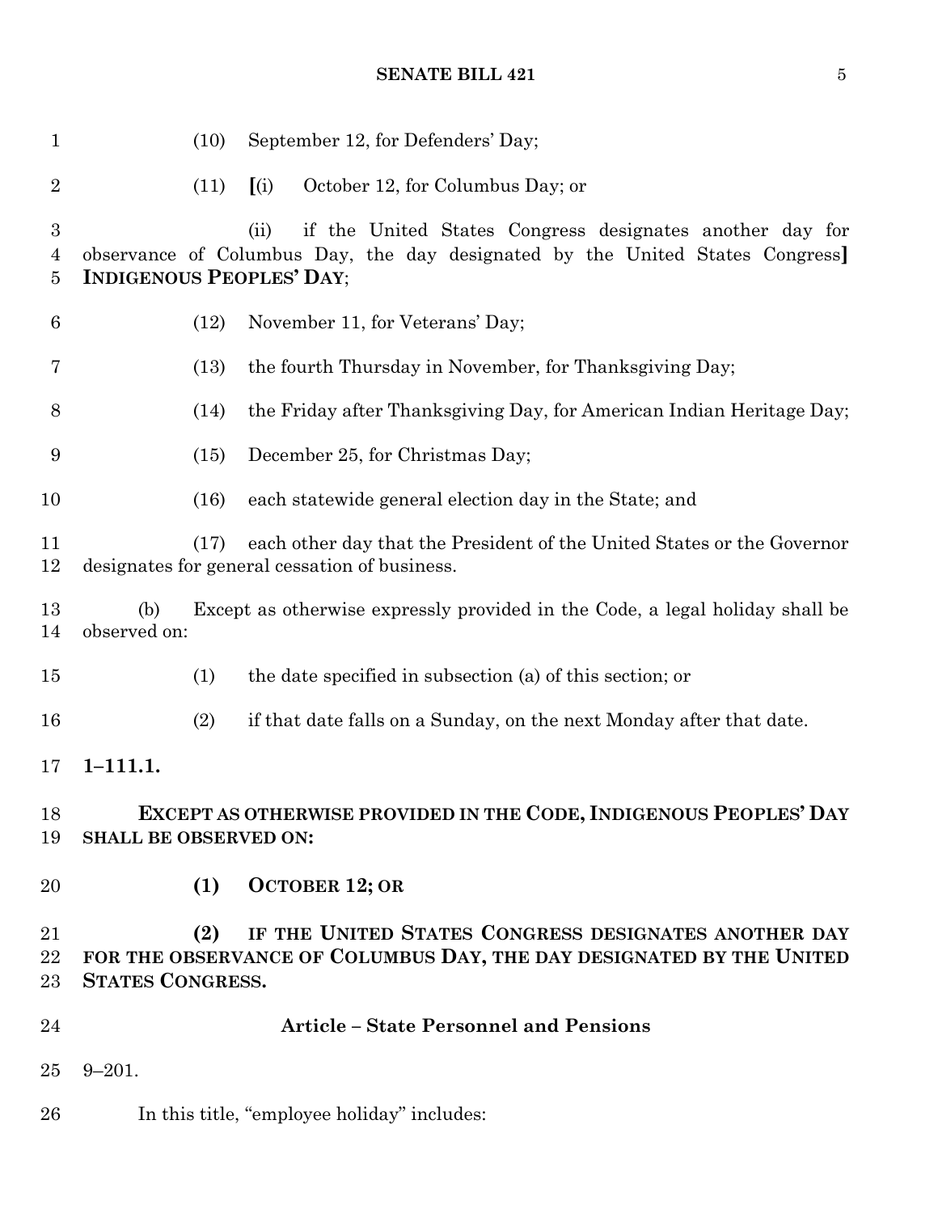(10) September 12, for Defenders' Day;

(11) [(i) October 12, for Columbus Day; or

(ii) if the United States Congress designates another day for observance of Columbus Day, the day designated by the United States Congress] **INDIGENOUS PEOPLES' DAY**;

(12) November 11, for Veterans' Day;

(13) the fourth Thursday in November, for Thanksgiving Day;

(14) the Friday after Thanksgiving Day, for American Indian Heritage Day;

(15) December 25, for Christmas Day;

(16) each statewide general election day in the State; and

(17) each other day that the President of the United States or the Governor designates for general cessation of business.

(b) Except as otherwise expressly provided in the Code, a legal holiday shall be observed on:

(1) the date specified in subsection (a) of this section; or

(2) if that date falls on a Sunday, on the next Monday after that date.

**1–111.1.**

**EXCEPT AS OTHERWISE PROVIDED IN THE CODE, INDIGENOUS PEOPLES' DAY SHALL BE OBSERVED ON:**

**(1) OCTOBER 12; OR**

**(2) IF THE UNITED STATES CONGRESS DESIGNATES ANOTHER DAY FOR THE OBSERVANCE OF COLUMBUS DAY, THE DAY DESIGNATED BY THE UNITED STATES CONGRESS.**

**Article – State Personnel and Pensions**

9–201.

In this title, "employee holiday" includes: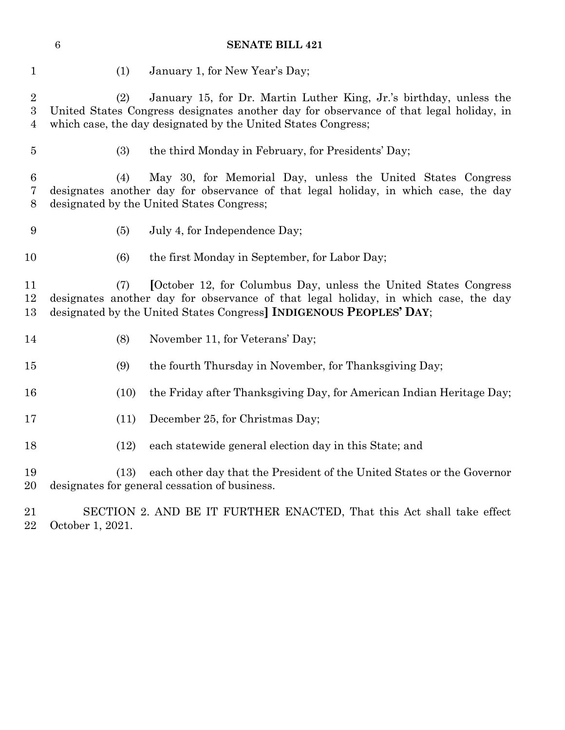(1) January 1, for New Year's Day;

(2) January 15, for Dr. Martin Luther King, Jr.'s birthday, unless the United States Congress designates another day for observance of that legal holiday, in which case, the day designated by the United States Congress;

(3) the third Monday in February, for Presidents' Day;

(4) May 30, for Memorial Day, unless the United States Congress designates another day for observance of that legal holiday, in which case, the day designated by the United States Congress;

(5) July 4, for Independence Day;

(6) the first Monday in September, for Labor Day;

(7) **[**October 12, for Columbus Day, unless the United States Congress designates another day for observance of that legal holiday, in which case, the day designated by the United States Congress**]** **INDIGENOUS PEOPLES' DAY**;

(8) November 11, for Veterans' Day;

(9) the fourth Thursday in November, for Thanksgiving Day;

(10) the Friday after Thanksgiving Day, for American Indian Heritage Day;

(11) December 25, for Christmas Day;

(12) each statewide general election day in this State; and

(13) each other day that the President of the United States or the Governor designates for general cessation of business.

SECTION 2. AND BE IT FURTHER ENACTED, That this Act shall take effect October 1, 2021.